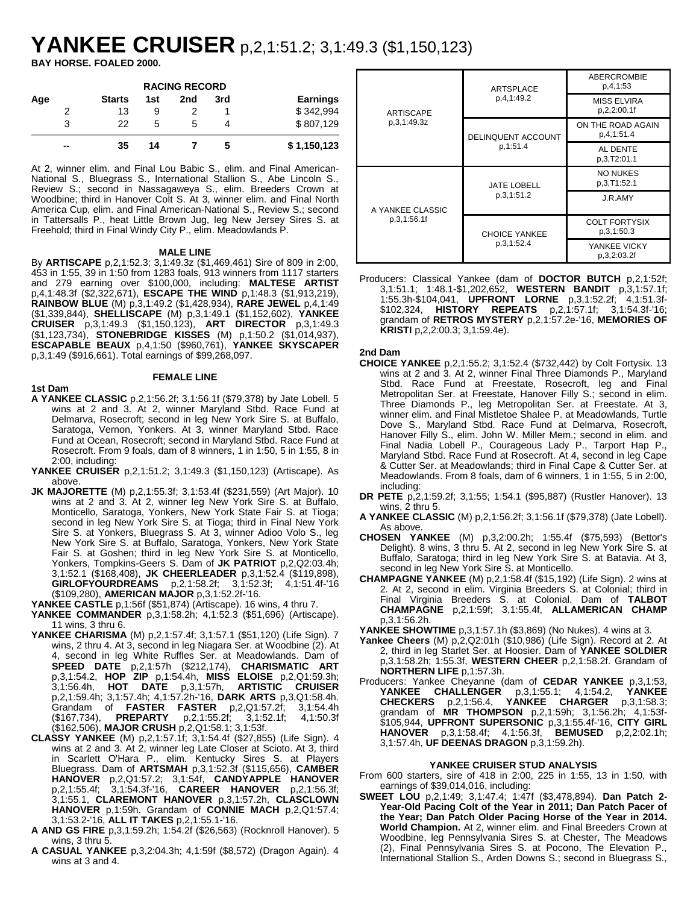# YANKEE CRUISER p,2,1:51.2; 3,1:49.3 ($1,150,123)

**BAY HORSE. FOALED 2000.**

**RACING RECORD**

| Age | Starts | 1st | 2nd | 3rd | Earnings |
|---|---|---|---|---|---|
| 2 | 13 | 9 | 2 | 1 | $ 342,994 |
| 3 | 22 | 5 | 5 | 4 | $ 807,129 |
| -- | **35** | **14** | **7** | **5** | **$ 1,150,123** |

At 2, winner elim. and Final Lou Babic S., elim. and Final American-National S., Bluegrass S., International Stallion S., Abe Lincoln S., Review S.; second in Nassagaweya S., elim. Breeders Crown at Woodbine; third in Hanover Colt S. At 3, winner elim. and Final North America Cup, elim. and Final American-National S., Review S.; second in Tattersalls P., heat Little Brown Jug, leg New Jersey Sires S. at Freehold; third in Final Windy City P., elim. Meadowlands P.

| | | |
|---|---|---|
| ARTISCAPE p,3,1:49.3z | ARTSPLACE p,4,1:49.2 | ABERCROMBIE p,4,1:53 |
| | | MISS ELVIRA p,2,2:00.1f |
| | DELINQUENT ACCOUNT p,1:51.4 | ON THE ROAD AGAIN p,4,1:51.4 |
| | | AL DENTE p,3,T2:01.1 |
| A YANKEE CLASSIC p,3,1:56.1f | JATE LOBELL p,3,1:51.2 | NO NUKES p,3,T1:52.1 |
| | | J.R.AMY |
| | CHOICE YANKEE p,3,1:52.4 | COLT FORTYSIX p,3,1:50.3 |
| | | YANKEE VICKY p,3,2:03.2f |

**MALE LINE**

By **ARTISCAPE** p,2,1:52.3; 3,1:49.3z ($1,469,461) Sire of 809 in 2:00, 453 in 1:55, 39 in 1:50 from 1283 foals, 913 winners from 1117 starters and 279 earning over $100,000, including: **MALTESE ARTIST** p,4,1:48.3f ($2,322,671), **ESCAPE THE WIND** p,1:48.3 ($1,913,219), **RAINBOW BLUE** (M) p,3,1:49.2 ($1,428,934), **RARE JEWEL** p,4,1:49 ($1,339,844), **SHELLISCAPE** (M) p,3,1:49.1 ($1,152,602), **YANKEE CRUISER** p,3,1:49.3 ($1,150,123), **ART DIRECTOR** p,3,1:49.3 ($1,123,734), **STONEBRIDGE KISSES** (M) p,1:50.2 ($1,014,937), **ESCAPABLE BEAUX** p,4,1:50 ($960,761), **YANKEE SKYSCAPER** p,3,1:49 ($916,661). Total earnings of $99,268,097.

**FEMALE LINE**

**1st Dam**

**A YANKEE CLASSIC** p,2,1:56.2f; 3,1:56.1f ($79,378) by Jate Lobell. 5 wins at 2 and 3. At 2, winner Maryland Stbd. Race Fund at Delmarva, Rosecroft; second in leg New York Sire S. at Buffalo, Saratoga, Vernon, Yonkers. At 3, winner Maryland Stbd. Race Fund at Ocean, Rosecroft; second in Maryland Stbd. Race Fund at Rosecroft. From 9 foals, dam of 8 winners, 1 in 1:50, 5 in 1:55, 8 in 2:00, including:

**YANKEE CRUISER** p,2,1:51.2; 3,1:49.3 ($1,150,123) (Artiscape). As above.

**JK MAJORETTE** (M) p,2,1:55.3f; 3,1:53.4f ($231,559) (Art Major). 10 wins at 2 and 3. At 2, winner leg New York Sire S. at Buffalo, Monticello, Saratoga, Yonkers, New York State Fair S. at Tioga; second in leg New York Sire S. at Tioga; third in Final New York Sire S. at Yonkers, Bluegrass S. At 3, winner Adioo Volo S., leg New York Sire S. at Buffalo, Saratoga, Yonkers, New York State Fair S. at Goshen; third in leg New York Sire S. at Monticello, Yonkers, Tompkins-Geers S. Dam of **JK PATRIOT** p,2,Q2:03.4h; 3,1:52.1 ($168,408), **JK CHEERLEADER** p,3,1:52.4 ($119,898), **GIRLOFYOURDREAMS** p,2,1:58.2f; 3,1:52.3f; 4,1:51.4f-'16 ($109,280), **AMERICAN MAJOR** p,3,1:52.2f-'16.

**YANKEE CASTLE** p,1:56f ($51,874) (Artiscape). 16 wins, 4 thru 7.

**YANKEE COMMANDER** p,3,1:58.2h; 4,1:52.3 ($51,696) (Artiscape). 11 wins, 3 thru 6.

**YANKEE CHARISMA** (M) p,2,1:57.4f; 3,1:57.1 ($51,120) (Life Sign). 7 wins, 2 thru 4. At 3, second in leg Niagara Ser. at Woodbine (2). At 4, second in leg White Ruffles Ser. at Meadowlands. Dam of **SPEED DATE** p,2,1:57h ($212,174), **CHARISMATIC ART** p,3,1:54.2, **HOP ZIP** p,1:54.4h, **MISS ELOISE** p,2,Q1:59.3h; 3,1:56.4h, **HOT DATE** p,3,1:57h, **ARTISTIC CRUISER** p,2,1:59.4h; 3,1:57.4h; 4,1:57.2h-'16, **DARK ARTS** p,3,Q1:58.4h. Grandam of **FASTER FASTER** p,2,Q1:57.2f; 3,1:54.4h ($167,734), **PREPARTY** p,2,1:55.2f; 3,1:52.1f; 4,1:50.3f ($162,506), **MAJOR CRUSH** p,2,Q1:58.1; 3,1:53f.

**CLASSY YANKEE** (M) p,2,1:57.1f; 3,1:54.4f ($27,855) (Life Sign). 4 wins at 2 and 3. At 2, winner leg Late Closer at Scioto. At 3, third in Scarlett O'Hara P., elim. Kentucky Sires S. at Players Bluegrass. Dam of **ARTSMAH** p,3,1:52.3f ($115,656), **CAMBER HANOVER** p,2,Q1:57.2; 3,1:54f, **CANDYAPPLE HANOVER** p,2,1:55.4f; 3,1:54.3f-'16, **CAREER HANOVER** p,2,1:56.3f; 3,1:55.1, **CLAREMONT HANOVER** p,3,1:57.2h, **CLASCLOWN HANOVER** p,1:59h. Grandam of **CONNIE MACH** p,2,Q1:57.4; 3,1:53.2-'16, **ALL IT TAKES** p,2,1:55.1-'16.

**A AND GS FIRE** p,3,1:59.2h; 1:54.2f ($26,563) (Rocknroll Hanover). 5 wins, 3 thru 5.

**A CASUAL YANKEE** p,3,2:04.3h; 4,1:59f ($8,572) (Dragon Again). 4 wins at 3 and 4.

Producers: Classical Yankee (dam of **DOCTOR BUTCH** p,2,1:52f; 3,1:51.1; 1:48.1-$1,202,652, **WESTERN BANDIT** p,3,1:57.1f; 1:55.3h-$104,041, **UPFRONT LORNE** p,3,1:52.2f; 4,1:51.3f-$102,324, **HISTORY REPEATS** p,2,1:57.1f; 3,1:54.3f-'16; grandam of **RETROS MYSTERY** p,2,1:57.2e-'16, **MEMORIES OF KRISTI** p,2,2:00.3; 3,1:59.4e).

**2nd Dam**

**CHOICE YANKEE** p,2,1:55.2; 3,1:52.4 ($732,442) by Colt Fortysix. 13 wins at 2 and 3. At 2, winner Final Three Diamonds P., Maryland Stbd. Race Fund at Freestate, Rosecroft, leg and Final Metropolitan Ser. at Freestate, Hanover Filly S.; second in elim. Three Diamonds P., leg Metropolitan Ser. at Freestate. At 3, winner elim. and Final Mistletoe Shalee P. at Meadowlands, Turtle Dove S., Maryland Stbd. Race Fund at Delmarva, Rosecroft, Hanover Filly S., elim. John W. Miller Mem.; second in elim. and Final Nadia Lobell P., Courageous Lady P., Tarport Hap P., Maryland Stbd. Race Fund at Rosecroft. At 4, second in leg Cape & Cutter Ser. at Meadowlands; third in Final Cape & Cutter Ser. at Meadowlands. From 8 foals, dam of 6 winners, 1 in 1:55, 5 in 2:00, including:

**DR PETE** p,2,1:59.2f; 3,1:55; 1:54.1 ($95,887) (Rustler Hanover). 13 wins, 2 thru 5.

**A YANKEE CLASSIC** (M) p,2,1:56.2f; 3,1:56.1f ($79,378) (Jate Lobell). As above.

**CHOSEN YANKEE** (M) p,3,2:00.2h; 1:55.4f ($75,593) (Bettor's Delight). 8 wins, 3 thru 5. At 2, second in leg New York Sire S. at Buffalo, Saratoga; third in leg New York Sire S. at Batavia. At 3, second in leg New York Sire S. at Monticello.

**CHAMPAGNE YANKEE** (M) p,2,1:58.4f ($15,192) (Life Sign). 2 wins at 2. At 2, second in elim. Virginia Breeders S. at Colonial; third in Final Virginia Breeders S. at Colonial. Dam of **TALBOT CHAMPAGNE** p,2,1:59f; 3,1:55.4f, **ALLAMERICAN CHAMP** p,3,1:56.2h.

**YANKEE SHOWTIME** p,3,1:57.1h ($3,869) (No Nukes). 4 wins at 3.

**Yankee Cheers** (M) p,2,Q2:01h ($10,986) (Life Sign). Record at 2. At 2, third in leg Starlet Ser. at Hoosier. Dam of **YANKEE SOLDIER** p,3,1:58.2h; 1:55.3f, **WESTERN CHEER** p,2,1:58.2f. Grandam of **NORTHERN LIFE** p,1:57.3h.

Producers: Yankee Cheyanne (dam of **CEDAR YANKEE** p,3,1:53, **YANKEE CHALLENGER** p,3,1:55.1; 4,1:54.2, **YANKEE CHECKERS** p,2,1:56.4, **YANKEE CHARGER** p,3,1:58.3; grandam of **MR THOMPSON** p,2,1:59h; 3,1:56.2h; 4,1:53f-$105,944, **UPFRONT SUPERSONIC** p,3,1:55.4f-'16, **CITY GIRL HANOVER** p,3,1:58.4f; 4,1:56.3f, **BEMUSED** p,2,2:02.1h; 3,1:57.4h, **UF DEENAS DRAGON** p,3,1:59.2h).

**YANKEE CRUISER STUD ANALYSIS**

From 600 starters, sire of 418 in 2:00, 225 in 1:55, 13 in 1:50, with earnings of $39,014,016, including:

**SWEET LOU** p,2,1:49; 3,1:47.4; 1:47f ($3,478,894). **Dan Patch 2-Year-Old Pacing Colt of the Year in 2011; Dan Patch Pacer of the Year; Dan Patch Older Pacing Horse of the Year in 2014. World Champion.** At 2, winner elim. and Final Breeders Crown at Woodbine, leg Pennsylvania Sires S. at Chester, The Meadows (2), Final Pennsylvania Sires S. at Pocono, The Elevation P., International Stallion S., Arden Downs S.; second in Bluegrass S.,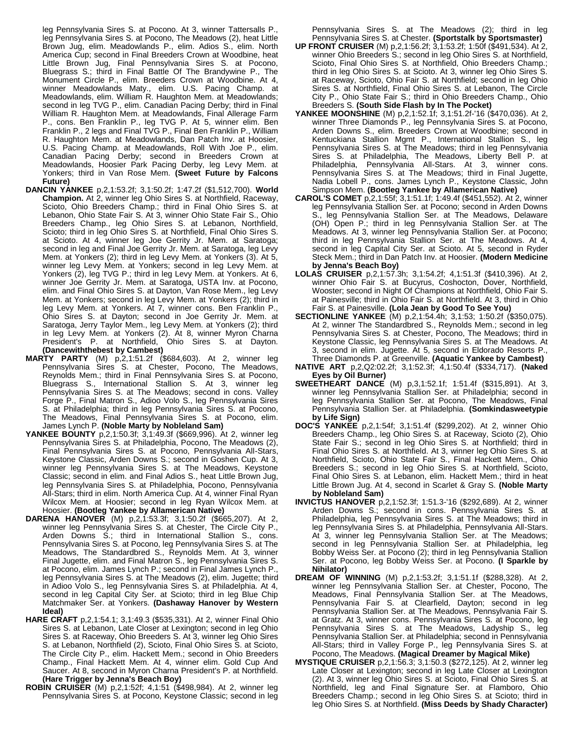leg Pennsylvania Sires S. at Pocono. At 3, winner Tattersalls P., leg Pennsylvania Sires S. at Pocono, The Meadows (2), heat Little Brown Jug, elim. Meadowlands P., elim. Adios S., elim. North America Cup; second in Final Breeders Crown at Woodbine, heat Little Brown Jug, Final Pennsylvania Sires S. at Pocono, Bluegrass S.; third in Final Battle Of The Brandywine P., The Monument Circle P., elim. Breeders Crown at Woodbine. At 4, winner Meadowlands Maty., elim. U.S. Pacing Champ. at Meadowlands, elim. William R. Haughton Mem. at Meadowlands; second in leg TVG P., elim. Canadian Pacing Derby; third in Final William R. Haughton Mem. at Meadowlands, Final Allerage Farm P., cons. Ben Franklin P., leg TVG P. At 5, winner elim. Ben Franklin P., 2 legs and Final TVG P., Final Ben Franklin P., William R. Haughton Mem. at Meadowlands, Dan Patch Inv. at Hoosier, U.S. Pacing Champ. at Meadowlands, Roll With Joe P., elim. Canadian Pacing Derby; second in Breeders Crown at Meadowlands, Hoosier Park Pacing Derby, leg Levy Mem. at Yonkers; third in Van Rose Mem. **(Sweet Future by Falcons Future)**

**DANCIN YANKEE** p,2,1:53.2f; 3,1:50.2f; 1:47.2f ($1,512,700). **World Champion.** At 2, winner leg Ohio Sires S. at Northfield, Raceway, Scioto, Ohio Breeders Champ.; third in Final Ohio Sires S. at Lebanon, Ohio State Fair S. At 3, winner Ohio State Fair S., Ohio Breeders Champ., leg Ohio Sires S. at Lebanon, Northfield, Scioto; third in leg Ohio Sires S. at Northfield, Final Ohio Sires S. at Scioto. At 4, winner leg Joe Gerrity Jr. Mem. at Saratoga; second in leg and Final Joe Gerrity Jr. Mem. at Saratoga, leg Levy Mem. at Yonkers (2); third in leg Levy Mem. at Yonkers (3). At 5, winner leg Levy Mem. at Yonkers; second in leg Levy Mem. at Yonkers (2), leg TVG P.; third in leg Levy Mem. at Yonkers. At 6, winner Joe Gerrity Jr. Mem. at Saratoga, USTA Inv. at Pocono, elim. and Final Ohio Sires S. at Dayton, Van Rose Mem., leg Levy Mem. at Yonkers; second in leg Levy Mem. at Yonkers (2); third in leg Levy Mem. at Yonkers. At 7, winner cons. Ben Franklin P., Ohio Sires S. at Dayton; second in Joe Gerrity Jr. Mem. at Saratoga, Jerry Taylor Mem., leg Levy Mem. at Yonkers (2); third in leg Levy Mem. at Yonkers (2). At 8, winner Myron Charna President's P. at Northfield, Ohio Sires S. at Dayton. **(Dancewiththebest by Cambest)**

**MARTY PARTY** (M) p,2,1:51.2f ($684,603). At 2, winner leg Pennsylvania Sires S. at Chester, Pocono, The Meadows, Reynolds Mem.; third in Final Pennsylvania Sires S. at Pocono, Bluegrass S., International Stallion S. At 3, winner leg Pennsylvania Sires S. at The Meadows; second in cons. Valley Forge P., Final Matron S., Adioo Volo S., leg Pennsylvania Sires S. at Philadelphia; third in leg Pennsylvania Sires S. at Pocono, The Meadows, Final Pennsylvania Sires S. at Pocono, elim. James Lynch P. **(Noble Marty by Nobleland Sam)**

**YANKEE BOUNTY** p,2,1:50.3f; 3,1:49.3f ($669,996). At 2, winner leg Pennsylvania Sires S. at Philadelphia, Pocono, The Meadows (2), Final Pennsylvania Sires S. at Pocono, Pennsylvania All-Stars, Keystone Classic, Arden Downs S.; second in Goshen Cup. At 3, winner leg Pennsylvania Sires S. at The Meadows, Keystone Classic; second in elim. and Final Adios S., heat Little Brown Jug, leg Pennsylvania Sires S. at Philadelphia, Pocono, Pennsylvania All-Stars; third in elim. North America Cup. At 4, winner Final Ryan Wilcox Mem. at Hoosier; second in leg Ryan Wilcox Mem. at Hoosier. **(Bootleg Yankee by Allamerican Native)**

**DARENA HANOVER** (M) p,2,1:53.3f; 3,1:50.2f ($665,207). At 2, winner leg Pennsylvania Sires S. at Chester, The Circle City P., Arden Downs S.; third in International Stallion S., cons. Pennsylvania Sires S. at Pocono, leg Pennsylvania Sires S. at The Meadows, The Standardbred S., Reynolds Mem. At 3, winner Final Jugette, elim. and Final Matron S., leg Pennsylvania Sires S. at Pocono, elim. James Lynch P.; second in Final James Lynch P., leg Pennsylvania Sires S. at The Meadows (2), elim. Jugette; third in Adioo Volo S., leg Pennsylvania Sires S. at Philadelphia. At 4, second in leg Capital City Ser. at Scioto; third in leg Blue Chip Matchmaker Ser. at Yonkers. **(Dashaway Hanover by Western Ideal)**

**HARE CRAFT** p,2,1:54.1; 3,1:49.3 ($535,331). At 2, winner Final Ohio Sires S. at Lebanon, Late Closer at Lexington; second in leg Ohio Sires S. at Raceway, Ohio Breeders S. At 3, winner leg Ohio Sires S. at Lebanon, Northfield (2), Scioto, Final Ohio Sires S. at Scioto, The Circle City P., elim. Hackett Mem.; second in Ohio Breeders Champ., Final Hackett Mem. At 4, winner elim. Gold Cup And Saucer. At 8, second in Myron Charna President's P. at Northfield. **(Hare Trigger by Jenna's Beach Boy)**

**ROBIN CRUISER** (M) p,2,1:52f; 4,1:51 ($498,984). At 2, winner leg Pennsylvania Sires S. at Pocono, Keystone Classic; second in leg Pennsylvania Sires S. at The Meadows (2); third in leg Pennsylvania Sires S. at Chester. **(Sportstalk by Sportsmaster)**

**UP FRONT CRUISER** (M) p,2,1:56.2f; 3,1:53.2f; 1:50f ($491,534). At 2, winner Ohio Breeders S.; second in leg Ohio Sires S. at Northfield, Scioto, Final Ohio Sires S. at Northfield, Ohio Breeders Champ.; third in leg Ohio Sires S. at Scioto. At 3, winner leg Ohio Sires S. at Raceway, Scioto, Ohio Fair S. at Northfield; second in leg Ohio Sires S. at Northfield, Final Ohio Sires S. at Lebanon, The Circle City P., Ohio State Fair S.; third in Ohio Breeders Champ., Ohio Breeders S. **(South Side Flash by In The Pocket)**

**YANKEE MOONSHINE** (M) p,2,1:52.1f; 3,1:51.2f-'16 ($470,036). At 2, winner Three Diamonds P., leg Pennsylvania Sires S. at Pocono, Arden Downs S., elim. Breeders Crown at Woodbine; second in Kentuckiana Stallion Mgmt P., International Stallion S., leg Pennsylvania Sires S. at The Meadows; third in leg Pennsylvania Sires S. at Philadelphia, The Meadows, Liberty Bell P. at Philadelphia, Pennsylvania All-Stars. At 3, winner cons. Pennsylvania Sires S. at The Meadows; third in Final Jugette, Nadia Lobell P., cons. James Lynch P., Keystone Classic, John Simpson Mem. **(Bootleg Yankee by Allamerican Native)**

**CAROL'S COMET** p,2,1:55f; 3,1:51.1f; 1:49.4f ($451,552). At 2, winner leg Pennsylvania Stallion Ser. at Pocono; second in Arden Downs S., leg Pennsylvania Stallion Ser. at The Meadows, Delaware (OH) Open P.; third in leg Pennsylvania Stallion Ser. at The Meadows. At 3, winner leg Pennsylvania Stallion Ser. at Pocono; third in leg Pennsylvania Stallion Ser. at The Meadows. At 4, second in leg Capital City Ser. at Scioto. At 5, second in Ryder Steck Mem.; third in Dan Patch Inv. at Hoosier. **(Modern Medicine by Jenna's Beach Boy)**

**LOLAS CRUISER** p,2,1:57.3h; 3,1:54.2f; 4,1:51.3f ($410,396). At 2, winner Ohio Fair S. at Bucyrus, Coshocton, Dover, Northfield, Wooster; second in Night Of Champions at Northfield, Ohio Fair S. at Painesville; third in Ohio Fair S. at Northfield. At 3, third in Ohio Fair S. at Painesville. **(Lola Jean by Good To See You)**

**SECTIONLINE YANKEE** (M) p,2,1:54.4h; 3,1:53; 1:50.2f ($350,075). At 2, winner The Standardbred S., Reynolds Mem.; second in leg Pennsylvania Sires S. at Chester, Pocono, The Meadows; third in Keystone Classic, leg Pennsylvania Sires S. at The Meadows. At 3, second in elim. Jugette. At 5, second in Eldorado Resorts P., Three Diamonds P. at Greenville. **(Aquatic Yankee by Cambest)**

**NATIVE ART** p,2,Q2:02.2f; 3,1:52.3f; 4,1:50.4f ($334,717). **(Naked Eyes by Oil Burner)**

**SWEETHEART DANCE** (M) p,3,1:52.1f; 1:51.4f ($315,891). At 3, winner leg Pennsylvania Stallion Ser. at Philadelphia; second in leg Pennsylvania Stallion Ser. at Pocono, The Meadows, Final Pennsylvania Stallion Ser. at Philadelphia. **(Somkindasweetypie by Life Sign)**

**DOC'S YANKEE** p,2,1:54f; 3,1:51.4f ($299,202). At 2, winner Ohio Breeders Champ., leg Ohio Sires S. at Raceway, Scioto (2), Ohio State Fair S.; second in leg Ohio Sires S. at Northfield; third in Final Ohio Sires S. at Northfield. At 3, winner leg Ohio Sires S. at Northfield, Scioto, Ohio State Fair S., Final Hackett Mem., Ohio Breeders S.; second in leg Ohio Sires S. at Northfield, Scioto, Final Ohio Sires S. at Lebanon, elim. Hackett Mem.; third in heat Little Brown Jug. At 4, second in Scarlet & Gray S. **(Noble Marty by Nobleland Sam)**

**INVICTUS HANOVER** p,2,1:52.3f; 1:51.3-'16 ($292,689). At 2, winner Arden Downs S.; second in cons. Pennsylvania Sires S. at Philadelphia, leg Pennsylvania Sires S. at The Meadows; third in leg Pennsylvania Sires S. at Philadelphia, Pennsylvania All-Stars. At 3, winner leg Pennsylvania Stallion Ser. at The Meadows; second in leg Pennsylvania Stallion Ser. at Philadelphia, leg Bobby Weiss Ser. at Pocono (2); third in leg Pennsylvania Stallion Ser. at Pocono, leg Bobby Weiss Ser. at Pocono. **(I Sparkle by Nihilator)**

**DREAM OF WINNING** (M) p,2,1:53.2f; 3,1:51.1f ($288,328). At 2, winner leg Pennsylvania Stallion Ser. at Chester, Pocono, The Meadows, Final Pennsylvania Stallion Ser. at The Meadows, Pennsylvania Fair S. at Clearfield, Dayton; second in leg Pennsylvania Stallion Ser. at The Meadows, Pennsylvania Fair S. at Gratz. At 3, winner cons. Pennsylvania Sires S. at Pocono, leg Pennsylvania Sires S. at The Meadows, Ladyship S., leg Pennsylvania Stallion Ser. at Philadelphia; second in Pennsylvania All-Stars; third in Valley Forge P., leg Pennsylvania Sires S. at Pocono, The Meadows. **(Magical Dreamer by Magical Mike)**

**MYSTIQUE CRUISER** p,2,1:56.3; 3,1:50.3 ($272,125). At 2, winner leg Late Closer at Lexington; second in leg Late Closer at Lexington (2). At 3, winner leg Ohio Sires S. at Scioto, Final Ohio Sires S. at Northfield, leg and Final Signature Ser. at Flamboro, Ohio Breeders Champ.; second in leg Ohio Sires S. at Scioto; third in leg Ohio Sires S. at Northfield. **(Miss Deeds by Shady Character)**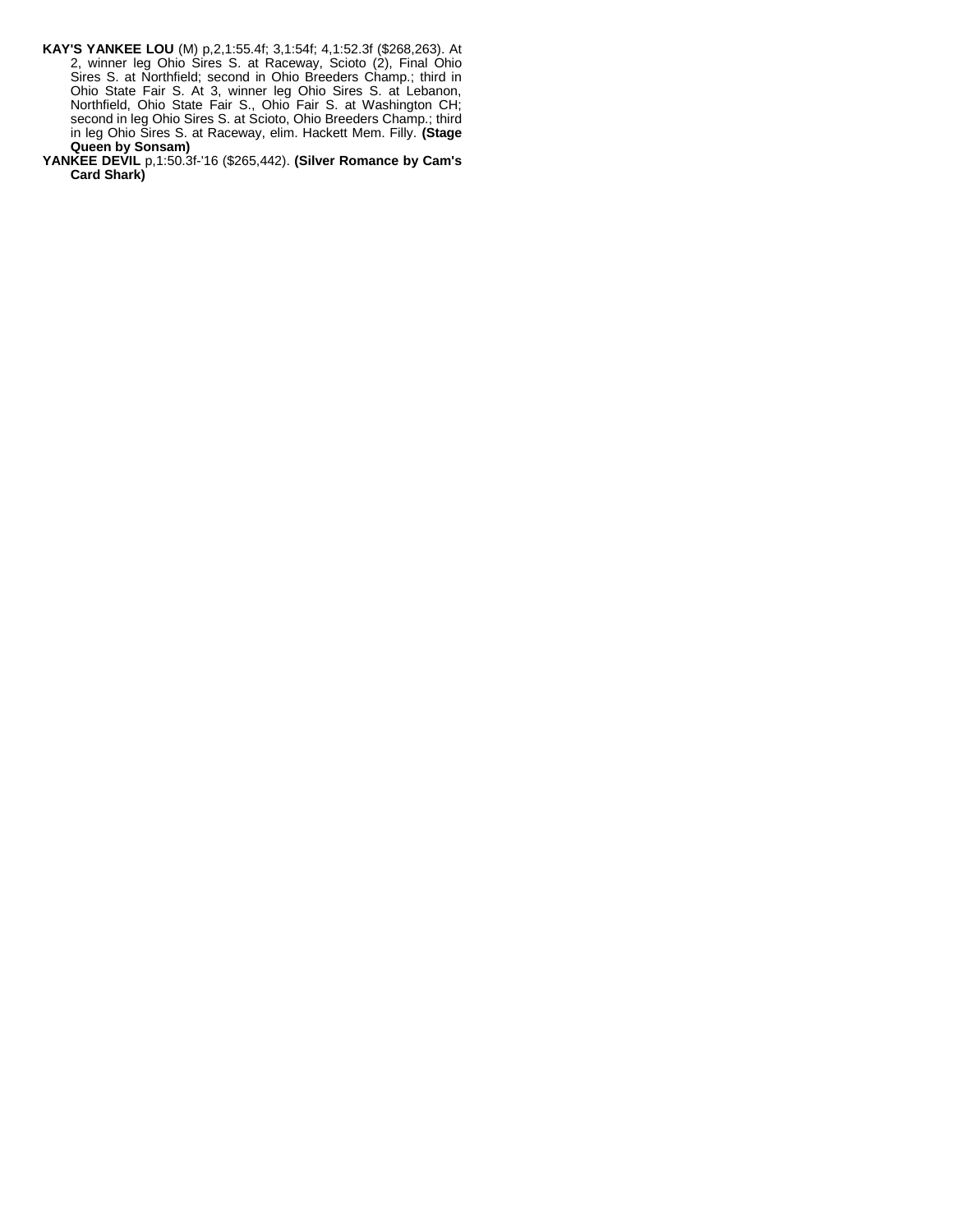**KAY'S YANKEE LOU** (M) p,2,1:55.4f; 3,1:54f; 4,1:52.3f ($268,263). At 2, winner leg Ohio Sires S. at Raceway, Scioto (2), Final Ohio Sires S. at Northfield; second in Ohio Breeders Champ.; third in Ohio State Fair S. At 3, winner leg Ohio Sires S. at Lebanon, Northfield, Ohio State Fair S., Ohio Fair S. at Washington CH; second in leg Ohio Sires S. at Scioto, Ohio Breeders Champ.; third in leg Ohio Sires S. at Raceway, elim. Hackett Mem. Filly. **(Stage Queen by Sonsam)**

**YANKEE DEVIL** p,1:50.3f-'16 ($265,442). **(Silver Romance by Cam's Card Shark)**